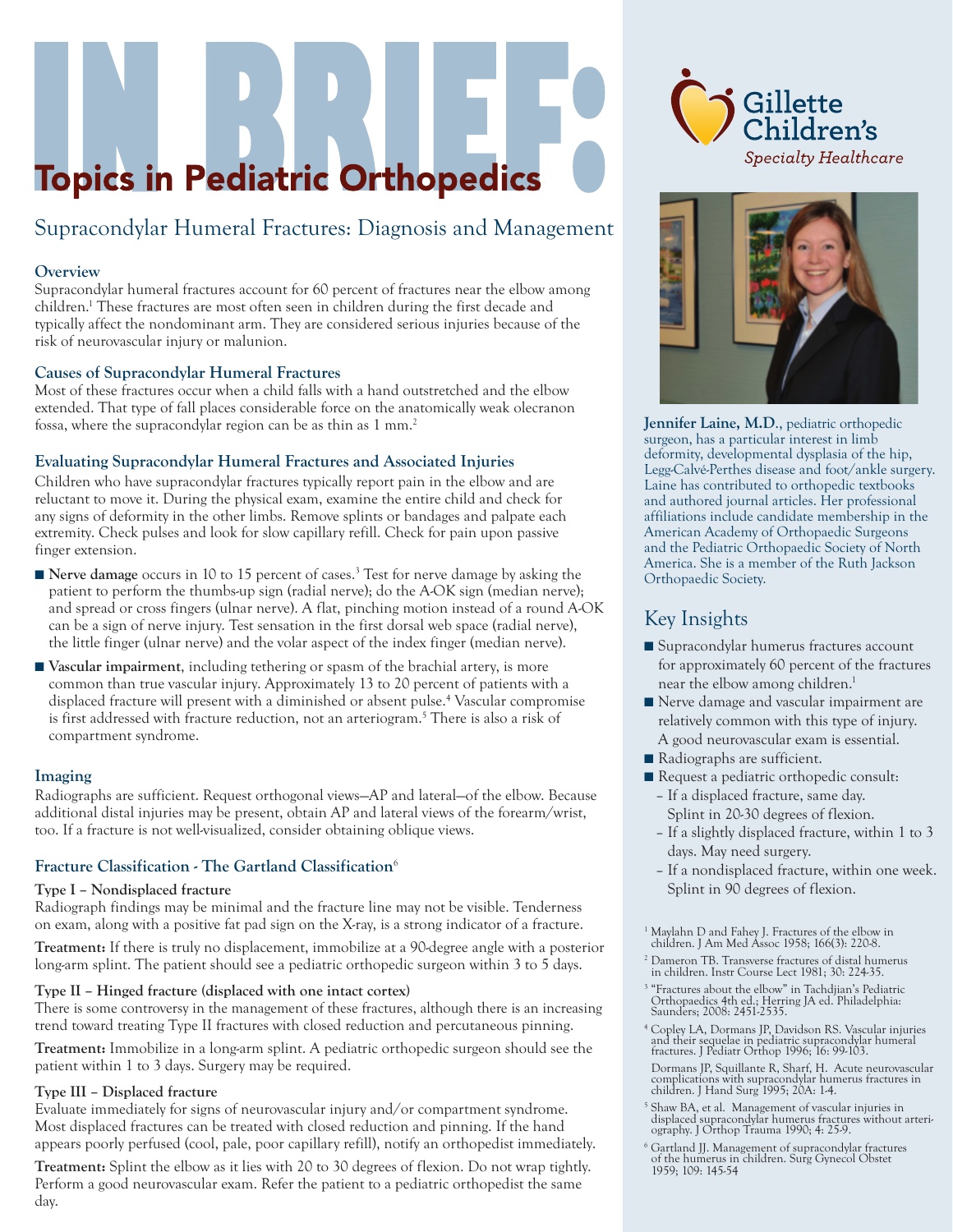# IN BRIEF: Topics in Pediatric Orthopedics

Gillette Children's Specialty Healthcare

## Supracondylar Humeral Fractures: Diagnosis and Management

### Overview

Supracondylar humeral fractures account for 60 percent of fractures near the elbow among children.[1] These fractures are most often seen in children during the first decade and typically affect the nondominant arm. They are considered serious injuries because of the risk of neurovascular injury or malunion.

### Causes of Supracondylar Humeral Fractures

Most of these fractures occur when a child falls with a hand outstretched and the elbow extended. That type of fall places considerable force on the anatomically weak olecranon fossa, where the supracondylar region can be as thin as 1 mm.[2]

### Evaluating Supracondylar Humeral Fractures and Associated Injuries

Children who have supracondylar fractures typically report pain in the elbow and are reluctant to move it. During the physical exam, examine the entire child and check for any signs of deformity in the other limbs. Remove splints or bandages and palpate each extremity. Check pulses and look for slow capillary refill. Check for pain upon passive finger extension.

- **Nerve damage** occurs in 10 to 15 percent of cases.[3] Test for nerve damage by asking the patient to perform the thumbs-up sign (radial nerve); do the A-OK sign (median nerve); and spread or cross fingers (ulnar nerve). A flat, pinching motion instead of a round A-OK can be a sign of nerve injury. Test sensation in the first dorsal web space (radial nerve), the little finger (ulnar nerve) and the volar aspect of the index finger (median nerve).
- **Vascular impairment**, including tethering or spasm of the brachial artery, is more common than true vascular injury. Approximately 13 to 20 percent of patients with a displaced fracture will present with a diminished or absent pulse.[4] Vascular compromise is first addressed with fracture reduction, not an arteriogram.[5] There is also a risk of compartment syndrome.

### Imaging

Radiographs are sufficient. Request orthogonal views—AP and lateral—of the elbow. Because additional distal injuries may be present, obtain AP and lateral views of the forearm/wrist, too. If a fracture is not well-visualized, consider obtaining oblique views.

### Fracture Classification - The Gartland Classification[6]

#### Type I – Nondisplaced fracture

Radiograph findings may be minimal and the fracture line may not be visible. Tenderness on exam, along with a positive fat pad sign on the X-ray, is a strong indicator of a fracture.

**Treatment:** If there is truly no displacement, immobilize at a 90-degree angle with a posterior long-arm splint. The patient should see a pediatric orthopedic surgeon within 3 to 5 days.

#### Type II – Hinged fracture (displaced with one intact cortex)

There is some controversy in the management of these fractures, although there is an increasing trend toward treating Type II fractures with closed reduction and percutaneous pinning.

**Treatment:** Immobilize in a long-arm splint. A pediatric orthopedic surgeon should see the patient within 1 to 3 days. Surgery may be required.

#### Type III – Displaced fracture

Evaluate immediately for signs of neurovascular injury and/or compartment syndrome. Most displaced fractures can be treated with closed reduction and pinning. If the hand appears poorly perfused (cool, pale, poor capillary refill), notify an orthopedist immediately.

**Treatment:** Splint the elbow as it lies with 20 to 30 degrees of flexion. Do not wrap tightly. Perform a good neurovascular exam. Refer the patient to a pediatric orthopedist the same day.

---

**Jennifer Laine, M.D.**, pediatric orthopedic surgeon, has a particular interest in limb deformity, developmental dysplasia of the hip, Legg-Calvé-Perthes disease and foot/ankle surgery. Laine has contributed to orthopedic textbooks and authored journal articles. Her professional affiliations include candidate membership in the American Academy of Orthopaedic Surgeons and the Pediatric Orthopaedic Society of North America. She is a member of the Ruth Jackson Orthopaedic Society.

## Key Insights

- Supracondylar humerus fractures account for approximately 60 percent of the fractures near the elbow among children.[1]
- Nerve damage and vascular impairment are relatively common with this type of injury. A good neurovascular exam is essential.
- Radiographs are sufficient.
- Request a pediatric orthopedic consult:
  - If a displaced fracture, same day. Splint in 20-30 degrees of flexion.
  - If a slightly displaced fracture, within 1 to 3 days. May need surgery.
  - If a nondisplaced fracture, within one week. Splint in 90 degrees of flexion.

---

[1] Maylahn D and Fahey J. Fractures of the elbow in children. J Am Med Assoc 1958; 166(3): 220-8.

[2] Dameron TB. Transverse fractures of distal humerus in children. Instr Course Lect 1981; 30: 224-35.

[3] "Fractures about the elbow" in Tachdjian's Pediatric Orthopaedics 4th ed.; Herring JA ed. Philadelphia: Saunders; 2008: 2451-2535.

[4] Copley LA, Dormans JP, Davidson RS. Vascular injuries and their sequelae in pediatric supracondylar humeral fractures. J Pediatr Orthop 1996; 16: 99-103.

Dormans JP, Squillante R, Sharf, H. Acute neurovascular complications with supracondylar humerus fractures in children. J Hand Surg 1995; 20A: 1-4.

[5] Shaw BA, et al. Management of vascular injuries in displaced supracondylar humerus fractures without arteriography. J Orthop Trauma 1990; 4: 25-9.

[6] Gartland JJ. Management of supracondylar fractures of the humerus in children. Surg Gynecol Obstet 1959; 109: 145-54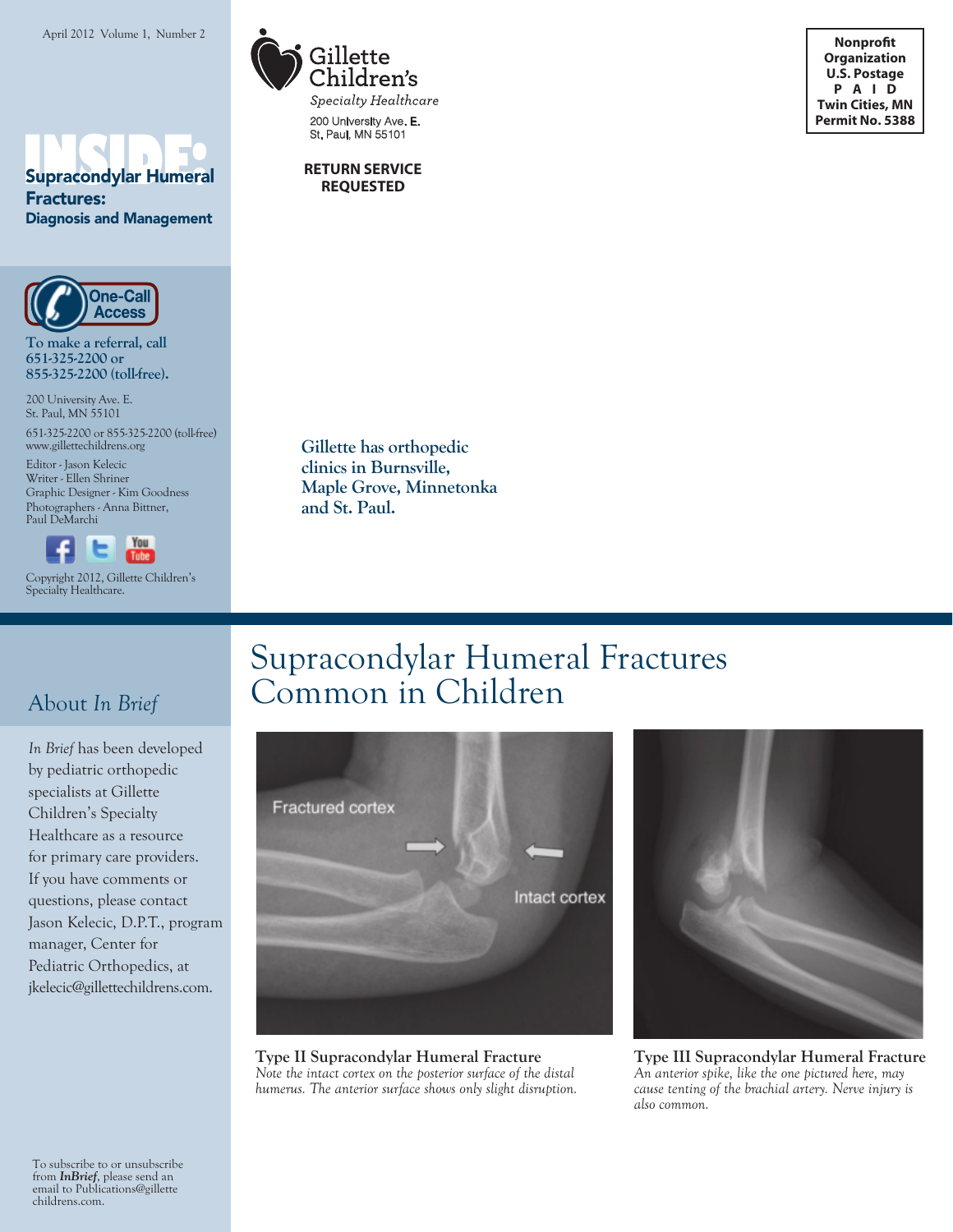April 2012 Volume 1, Number 2

# INSIDE:

**Supracondylar Humeral Fractures: Diagnosis and Management**

**One-Call Access**

**To make a referral, call 651-325-2200 or 855-325-2200 (toll-free).**

200 University Ave. E.
St. Paul, MN 55101

651-325-2200 or 855-325-2200 (toll-free)
www.gillettechildrens.org

Editor - Jason Kelecic
Writer - Ellen Shriner
Graphic Designer - Kim Goodness
Photographers - Anna Bittner, Paul DeMarchi

Copyright 2012, Gillette Children's Specialty Healthcare.

Gillette Children's
*Specialty Healthcare*
200 University Ave. E.
St. Paul, MN 55101

**RETURN SERVICE REQUESTED**

**Nonprofit Organization U.S. Postage P A I D Twin Cities, MN Permit No. 5388**

**Gillette has orthopedic clinics in Burnsville, Maple Grove, Minnetonka and St. Paul.**

## About *In Brief*

*In Brief* has been developed by pediatric orthopedic specialists at Gillette Children's Specialty Healthcare as a resource for primary care providers. If you have comments or questions, please contact Jason Kelecic, D.P.T., program manager, Center for Pediatric Orthopedics, at jkelecic@gillettechildrens.com.

To subscribe to or unsubscribe from ***InBrief***, please send an email to Publications@gillettechildrens.com.

# Supracondylar Humeral Fractures Common in Children

Fractured cortex
Intact cortex

**Type II Supracondylar Humeral Fracture**
*Note the intact cortex on the posterior surface of the distal humerus. The anterior surface shows only slight disruption.*

**Type III Supracondylar Humeral Fracture**
*An anterior spike, like the one pictured here, may cause tenting of the brachial artery. Nerve injury is also common.*